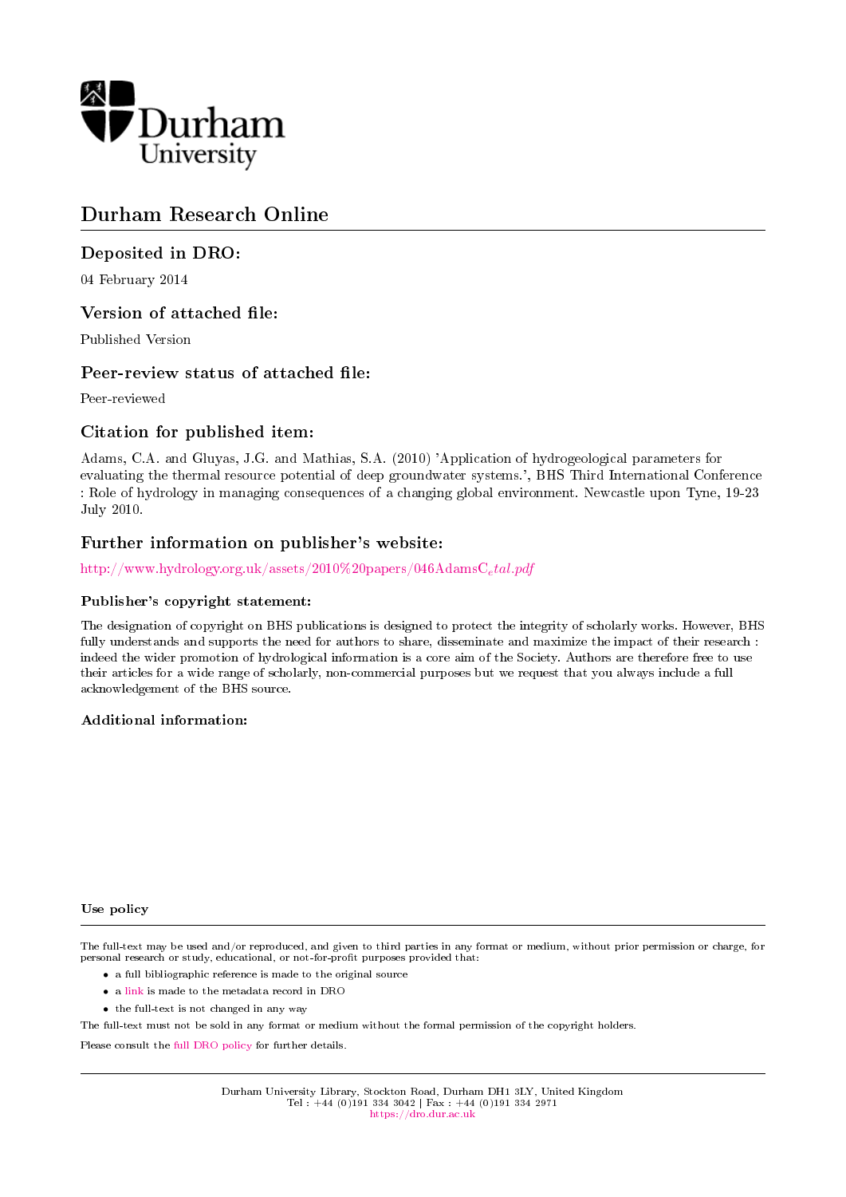Durham University

# Durham Research Online

## Deposited in DRO:

04 February 2014

## Version of attached file:

Published Version

## Peer-review status of attached file:

Peer-reviewed

## Citation for published item:

Adams, C.A. and Gluyas, J.G. and Mathias, S.A. (2010) 'Application of hydrogeological parameters for evaluating the thermal resource potential of deep groundwater systems.', BHS Third International Conference : Role of hydrology in managing consequences of a changing global environment. Newcastle upon Tyne, 19-23 July 2010.

## Further information on publisher's website:

http://www.hydrology.org.uk/assets/2010%20papers/046AdamsC$_e$*tal.pdf*

### Publisher's copyright statement:

The designation of copyright on BHS publications is designed to protect the integrity of scholarly works. However, BHS fully understands and supports the need for authors to share, disseminate and maximize the impact of their research : indeed the wider promotion of hydrological information is a core aim of the Society. Authors are therefore free to use their articles for a wide range of scholarly, non-commercial purposes but we request that you always include a full acknowledgement of the BHS source.

### Additional information:

### Use policy

The full-text may be used and/or reproduced, and given to third parties in any format or medium, without prior permission or charge, for personal research or study, educational, or not-for-profit purposes provided that:

- a full bibliographic reference is made to the original source
- a link is made to the metadata record in DRO
- the full-text is not changed in any way

The full-text must not be sold in any format or medium without the formal permission of the copyright holders.

Please consult the full DRO policy for further details.

Durham University Library, Stockton Road, Durham DH1 3LY, United Kingdom
Tel : +44 (0)191 334 3042 | Fax : +44 (0)191 334 2971
https://dro.dur.ac.uk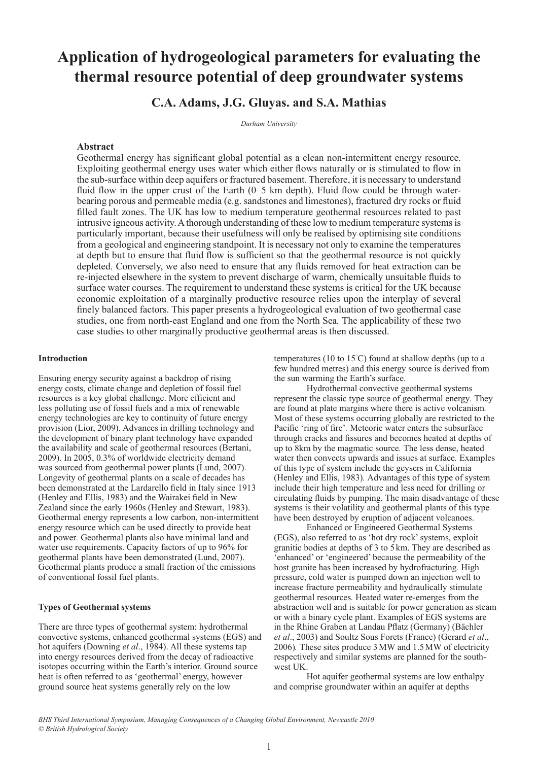# Application of hydrogeological parameters for evaluating the thermal resource potential of deep groundwater systems

## C.A. Adams, J.G. Gluyas. and S.A. Mathias

*Durham University*

### Abstract

Geothermal energy has significant global potential as a clean non-intermittent energy resource. Exploiting geothermal energy uses water which either flows naturally or is stimulated to flow in the sub-surface within deep aquifers or fractured basement. Therefore, it is necessary to understand fluid flow in the upper crust of the Earth (0–5 km depth). Fluid flow could be through water-bearing porous and permeable media (e.g. sandstones and limestones), fractured dry rocks or fluid filled fault zones. The UK has low to medium temperature geothermal resources related to past intrusive igneous activity. A thorough understanding of these low to medium temperature systems is particularly important, because their usefulness will only be realised by optimising site conditions from a geological and engineering standpoint. It is necessary not only to examine the temperatures at depth but to ensure that fluid flow is sufficient so that the geothermal resource is not quickly depleted. Conversely, we also need to ensure that any fluids removed for heat extraction can be re-injected elsewhere in the system to prevent discharge of warm, chemically unsuitable fluids to surface water courses. The requirement to understand these systems is critical for the UK because economic exploitation of a marginally productive resource relies upon the interplay of several finely balanced factors. This paper presents a hydrogeological evaluation of two geothermal case studies, one from north-east England and one from the North Sea. The applicability of these two case studies to other marginally productive geothermal areas is then discussed.

**Introduction**

Ensuring energy security against a backdrop of rising energy costs, climate change and depletion of fossil fuel resources is a key global challenge. More efficient and less polluting use of fossil fuels and a mix of renewable energy technologies are key to continuity of future energy provision (Lior, 2009). Advances in drilling technology and the development of binary plant technology have expanded the availability and scale of geothermal resources (Bertani, 2009). In 2005, 0.3% of worldwide electricity demand was sourced from geothermal power plants (Lund, 2007). Longevity of geothermal plants on a scale of decades has been demonstrated at the Lardarello field in Italy since 1913 (Henley and Ellis, 1983) and the Wairakei field in New Zealand since the early 1960s (Henley and Stewart, 1983). Geothermal energy represents a low carbon, non-intermittent energy resource which can be used directly to provide heat and power. Geothermal plants also have minimal land and water use requirements. Capacity factors of up to 96% for geothermal plants have been demonstrated (Lund, 2007). Geothermal plants produce a small fraction of the emissions of conventional fossil fuel plants.

**Types of Geothermal systems**

There are three types of geothermal system: hydrothermal convective systems, enhanced geothermal systems (EGS) and hot aquifers (Downing *et al*., 1984). All these systems tap into energy resources derived from the decay of radioactive isotopes occurring within the Earth's interior. Ground source heat is often referred to as 'geothermal' energy, however ground source heat systems generally rely on the low temperatures (10 to 15°C) found at shallow depths (up to a few hundred metres) and this energy source is derived from the sun warming the Earth's surface.

Hydrothermal convective geothermal systems represent the classic type source of geothermal energy. They are found at plate margins where there is active volcanism. Most of these systems occurring globally are restricted to the Pacific 'ring of fire'. Meteoric water enters the subsurface through cracks and fissures and becomes heated at depths of up to 8km by the magmatic source. The less dense, heated water then convects upwards and issues at surface. Examples of this type of system include the geysers in California (Henley and Ellis, 1983). Advantages of this type of system include their high temperature and less need for drilling or circulating fluids by pumping. The main disadvantage of these systems is their volatility and geothermal plants of this type have been destroyed by eruption of adjacent volcanoes.

Enhanced or Engineered Geothermal Systems (EGS), also referred to as 'hot dry rock' systems, exploit granitic bodies at depths of 3 to 5 km. They are described as 'enhanced' or 'engineered' because the permeability of the host granite has been increased by hydrofracturing. High pressure, cold water is pumped down an injection well to increase fracture permeability and hydraulically stimulate geothermal resources. Heated water re-emerges from the abstraction well and is suitable for power generation as steam or with a binary cycle plant. Examples of EGS systems are in the Rhine Graben at Landau Pflatz (Germany) (Bächler *et al*., 2003) and Soultz Sous Forets (France) (Gerard *et al*., 2006). These sites produce 3 MW and 1.5 MW of electricity respectively and similar systems are planned for the south-west UK.

Hot aquifer geothermal systems are low enthalpy and comprise groundwater within an aquifer at depths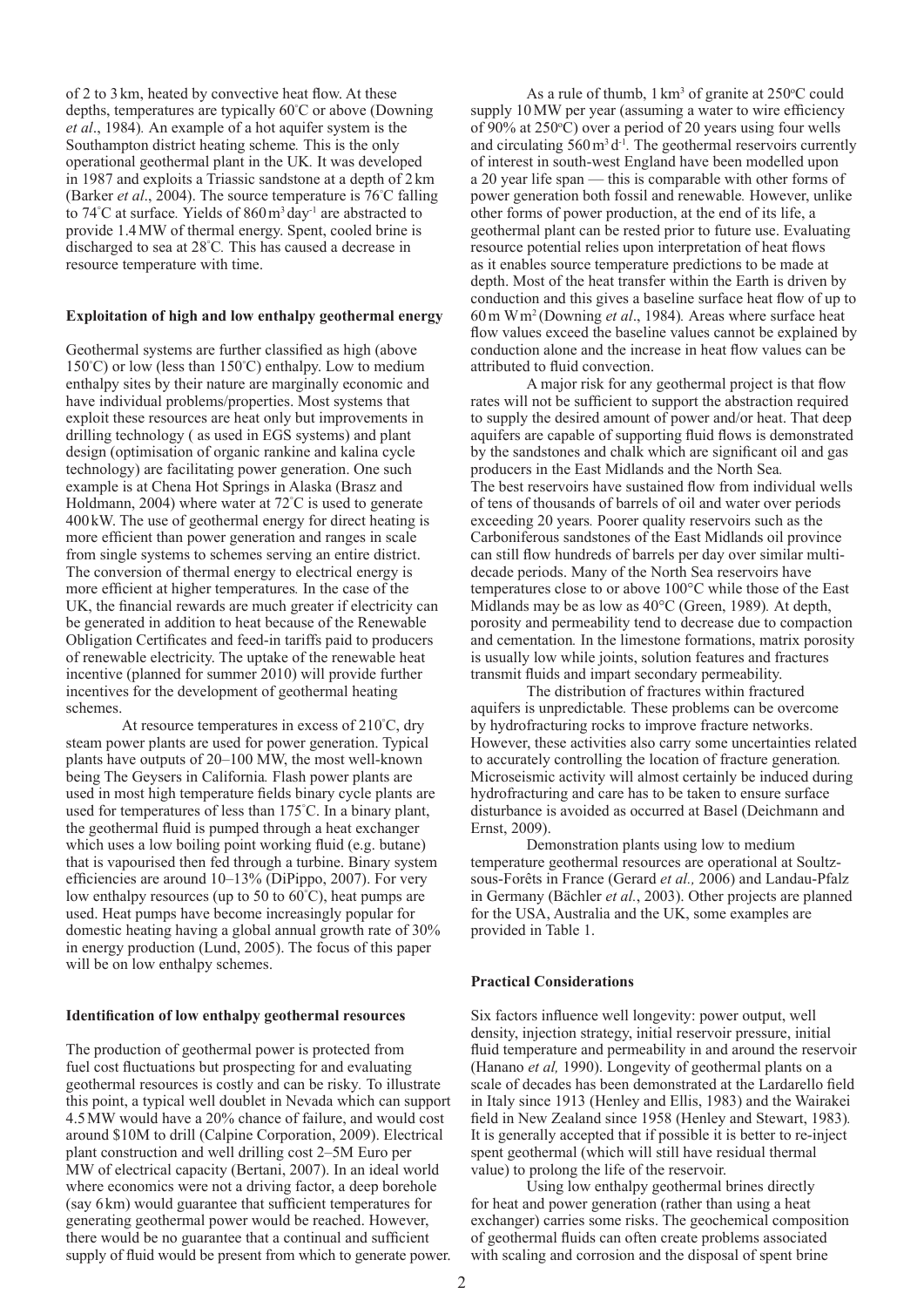of 2 to 3 km, heated by convective heat flow. At these depths, temperatures are typically 60°C or above (Downing *et al*., 1984). An example of a hot aquifer system is the Southampton district heating scheme. This is the only operational geothermal plant in the UK. It was developed in 1987 and exploits a Triassic sandstone at a depth of 2 km (Barker *et al*., 2004). The source temperature is 76°C falling to 74°C at surface. Yields of 860 $m^3$ $day^{-1}$ are abstracted to provide 1.4 MW of thermal energy. Spent, cooled brine is discharged to sea at 28°C. This has caused a decrease in resource temperature with time.

### Exploitation of high and low enthalpy geothermal energy

Geothermal systems are further classified as high (above 150°C) or low (less than 150°C) enthalpy. Low to medium enthalpy sites by their nature are marginally economic and have individual problems/properties. Most systems that exploit these resources are heat only but improvements in drilling technology ( as used in EGS systems) and plant design (optimisation of organic rankine and kalina cycle technology) are facilitating power generation. One such example is at Chena Hot Springs in Alaska (Brasz and Holdmann, 2004) where water at 72°C is used to generate 400 kW. The use of geothermal energy for direct heating is more efficient than power generation and ranges in scale from single systems to schemes serving an entire district. The conversion of thermal energy to electrical energy is more efficient at higher temperatures. In the case of the UK, the financial rewards are much greater if electricity can be generated in addition to heat because of the Renewable Obligation Certificates and feed-in tariffs paid to producers of renewable electricity. The uptake of the renewable heat incentive (planned for summer 2010) will provide further incentives for the development of geothermal heating schemes.

At resource temperatures in excess of 210°C, dry steam power plants are used for power generation. Typical plants have outputs of 20–100 MW, the most well-known being The Geysers in California. Flash power plants are used in most high temperature fields binary cycle plants are used for temperatures of less than 175°C. In a binary plant, the geothermal fluid is pumped through a heat exchanger which uses a low boiling point working fluid (e.g. butane) that is vapourised then fed through a turbine. Binary system efficiencies are around 10–13% (DiPippo, 2007). For very low enthalpy resources (up to 50 to 60°C), heat pumps are used. Heat pumps have become increasingly popular for domestic heating having a global annual growth rate of 30% in energy production (Lund, 2005). The focus of this paper will be on low enthalpy schemes.

### Identification of low enthalpy geothermal resources

The production of geothermal power is protected from fuel cost fluctuations but prospecting for and evaluating geothermal resources is costly and can be risky. To illustrate this point, a typical well doublet in Nevada which can support 4.5 MW would have a 20% chance of failure, and would cost around $10M to drill (Calpine Corporation, 2009). Electrical plant construction and well drilling cost 2–5M Euro per MW of electrical capacity (Bertani, 2007). In an ideal world where economics were not a driving factor, a deep borehole (say 6 km) would guarantee that sufficient temperatures for generating geothermal power would be reached. However, there would be no guarantee that a continual and sufficient supply of fluid would be present from which to generate power.

As a rule of thumb, 1 $km^3$ of granite at 250°C could supply 10 MW per year (assuming a water to wire efficiency of 90% at 250°C) over a period of 20 years using four wells and circulating 560 $m^3$ $d^{-1}$. The geothermal reservoirs currently of interest in south-west England have been modelled upon a 20 year life span — this is comparable with other forms of power generation both fossil and renewable. However, unlike other forms of power production, at the end of its life, a geothermal plant can be rested prior to future use. Evaluating resource potential relies upon interpretation of heat flows as it enables source temperature predictions to be made at depth. Most of the heat transfer within the Earth is driven by conduction and this gives a baseline surface heat flow of up to 60 m W $m^2$ (Downing *et al*., 1984). Areas where surface heat flow values exceed the baseline values cannot be explained by conduction alone and the increase in heat flow values can be attributed to fluid convection.

A major risk for any geothermal project is that flow rates will not be sufficient to support the abstraction required to supply the desired amount of power and/or heat. That deep aquifers are capable of supporting fluid flows is demonstrated by the sandstones and chalk which are significant oil and gas producers in the East Midlands and the North Sea. The best reservoirs have sustained flow from individual wells of tens of thousands of barrels of oil and water over periods exceeding 20 years. Poorer quality reservoirs such as the Carboniferous sandstones of the East Midlands oil province can still flow hundreds of barrels per day over similar multi-decade periods. Many of the North Sea reservoirs have temperatures close to or above 100°C while those of the East Midlands may be as low as 40°C (Green, 1989). At depth, porosity and permeability tend to decrease due to compaction and cementation. In the limestone formations, matrix porosity is usually low while joints, solution features and fractures transmit fluids and impart secondary permeability.

The distribution of fractures within fractured aquifers is unpredictable. These problems can be overcome by hydrofracturing rocks to improve fracture networks. However, these activities also carry some uncertainties related to accurately controlling the location of fracture generation. Microseismic activity will almost certainly be induced during hydrofracturing and care has to be taken to ensure surface disturbance is avoided as occurred at Basel (Deichmann and Ernst, 2009).

Demonstration plants using low to medium temperature geothermal resources are operational at Soultz-sous-Forêts in France (Gerard *et al.,* 2006) and Landau-Pfalz in Germany (Bächler *et al.*, 2003). Other projects are planned for the USA, Australia and the UK, some examples are provided in Table 1.

### Practical Considerations

Six factors influence well longevity: power output, well density, injection strategy, initial reservoir pressure, initial fluid temperature and permeability in and around the reservoir (Hanano *et al,* 1990). Longevity of geothermal plants on a scale of decades has been demonstrated at the Lardarello field in Italy since 1913 (Henley and Ellis, 1983) and the Wairakei field in New Zealand since 1958 (Henley and Stewart, 1983). It is generally accepted that if possible it is better to re-inject spent geothermal (which will still have residual thermal value) to prolong the life of the reservoir.

Using low enthalpy geothermal brines directly for heat and power generation (rather than using a heat exchanger) carries some risks. The geochemical composition of geothermal fluids can often create problems associated with scaling and corrosion and the disposal of spent brine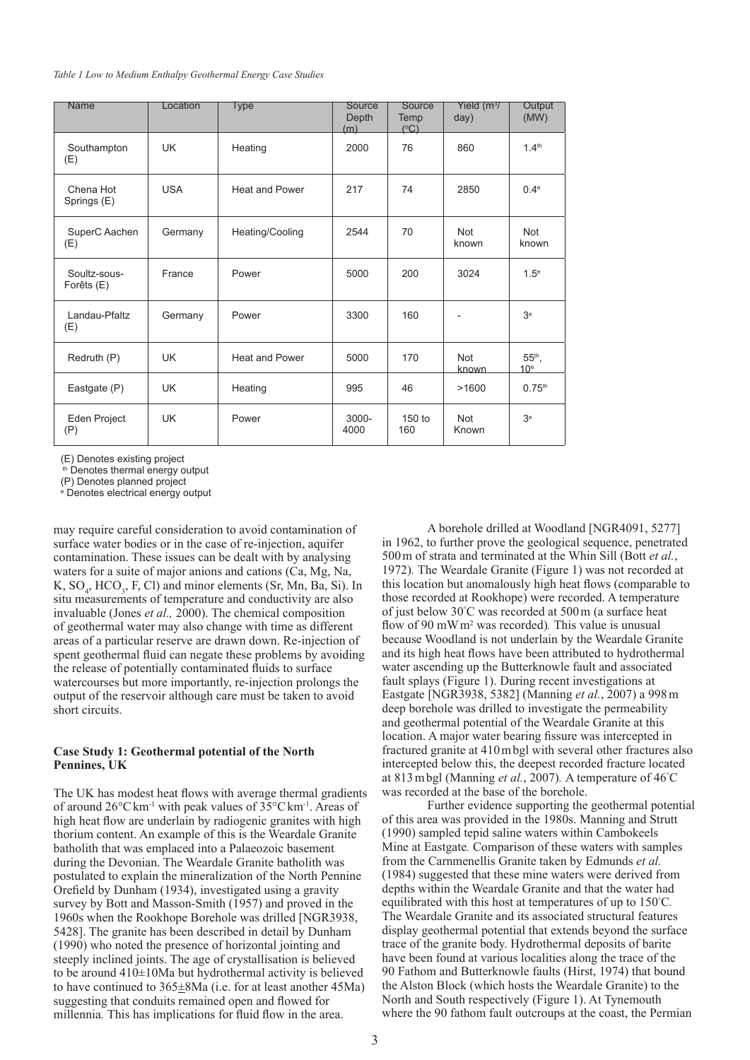*Table 1 Low to Medium Enthalpy Geothermal Energy Case Studies*

| Name | Location | Type | Source Depth (m) | Source Temp (°C) | Yield (m³/ day) | Output (MW) |
|---|---|---|---|---|---|---|
| Southampton (E) | UK | Heating | 2000 | 76 | 860 | 1.4[th] |
| Chena Hot Springs (E) | USA | Heat and Power | 217 | 74 | 2850 | 0.4[e] |
| SuperC Aachen (E) | Germany | Heating/Cooling | 2544 | 70 | Not known | Not known |
| Soultz-sous-Forêts (E) | France | Power | 5000 | 200 | 3024 | 1.5[e] |
| Landau-Pfaltz (E) | Germany | Power | 3300 | 160 | - | 3[e] |
| Redruth (P) | UK | Heat and Power | 5000 | 170 | Not known | 55[th], 10[e] |
| Eastgate (P) | UK | Heating | 995 | 46 | >1600 | 0.75[th] |
| Eden Project (P) | UK | Power | 3000-4000 | 150 to 160 | Not Known | 3[e] |

(E) Denotes existing project
[th] Denotes thermal energy output
(P) Denotes planned project
[e] Denotes electrical energy output

may require careful consideration to avoid contamination of surface water bodies or in the case of re-injection, aquifer contamination. These issues can be dealt with by analysing waters for a suite of major anions and cations (Ca, Mg, Na, K, $SO_4$, $HCO_3$, F, Cl) and minor elements (Sr, Mn, Ba, Si). In situ measurements of temperature and conductivity are also invaluable (Jones *et al.,* 2000). The chemical composition of geothermal water may also change with time as different areas of a particular reserve are drawn down. Re-injection of spent geothermal fluid can negate these problems by avoiding the release of potentially contaminated fluids to surface watercourses but more importantly, re-injection prolongs the output of the reservoir although care must be taken to avoid short circuits.

### Case Study 1: Geothermal potential of the North Pennines, UK

The UK has modest heat flows with average thermal gradients of around 26°C km$^{-1}$ with peak values of 35°C km$^{-1}$. Areas of high heat flow are underlain by radiogenic granites with high thorium content. An example of this is the Weardale Granite batholith that was emplaced into a Palaeozoic basement during the Devonian. The Weardale Granite batholith was postulated to explain the mineralization of the North Pennine Orefield by Dunham (1934), investigated using a gravity survey by Bott and Masson-Smith (1957) and proved in the 1960s when the Rookhope Borehole was drilled [NGR3938, 5428]. The granite has been described in detail by Dunham (1990) who noted the presence of horizontal jointing and steeply inclined joints. The age of crystallisation is believed to be around 410±10Ma but hydrothermal activity is believed to have continued to 365±8Ma (i.e. for at least another 45Ma) suggesting that conduits remained open and flowed for millennia*.* This has implications for fluid flow in the area.

A borehole drilled at Woodland [NGR4091, 5277] in 1962, to further prove the geological sequence, penetrated 500 m of strata and terminated at the Whin Sill (Bott *et al.*, 1972)*.* The Weardale Granite (Figure 1) was not recorded at this location but anomalously high heat flows (comparable to those recorded at Rookhope) were recorded. A temperature of just below 30°C was recorded at 500 m (a surface heat flow of 90 mW m$^2$ was recorded)*.* This value is unusual because Woodland is not underlain by the Weardale Granite and its high heat flows have been attributed to hydrothermal water ascending up the Butterknowle fault and associated fault splays (Figure 1). During recent investigations at Eastgate [NGR3938, 5382] (Manning *et al.*, 2007) a 998 m deep borehole was drilled to investigate the permeability and geothermal potential of the Weardale Granite at this location. A major water bearing fissure was intercepted in fractured granite at 410 m bgl with several other fractures also intercepted below this, the deepest recorded fracture located at 813 m bgl (Manning *et al.*, 2007)*.* A temperature of 46°C was recorded at the base of the borehole.

Further evidence supporting the geothermal potential of this area was provided in the 1980s. Manning and Strutt (1990) sampled tepid saline waters within Cambokeels Mine at Eastgate*.* Comparison of these waters with samples from the Carnmenellis Granite taken by Edmunds *et al.* (1984) suggested that these mine waters were derived from depths within the Weardale Granite and that the water had equilibrated with this host at temperatures of up to 150°C*.* The Weardale Granite and its associated structural features display geothermal potential that extends beyond the surface trace of the granite body. Hydrothermal deposits of barite have been found at various localities along the trace of the 90 Fathom and Butterknowle faults (Hirst, 1974) that bound the Alston Block (which hosts the Weardale Granite) to the North and South respectively (Figure 1). At Tynemouth where the 90 fathom fault outcroups at the coast, the Permian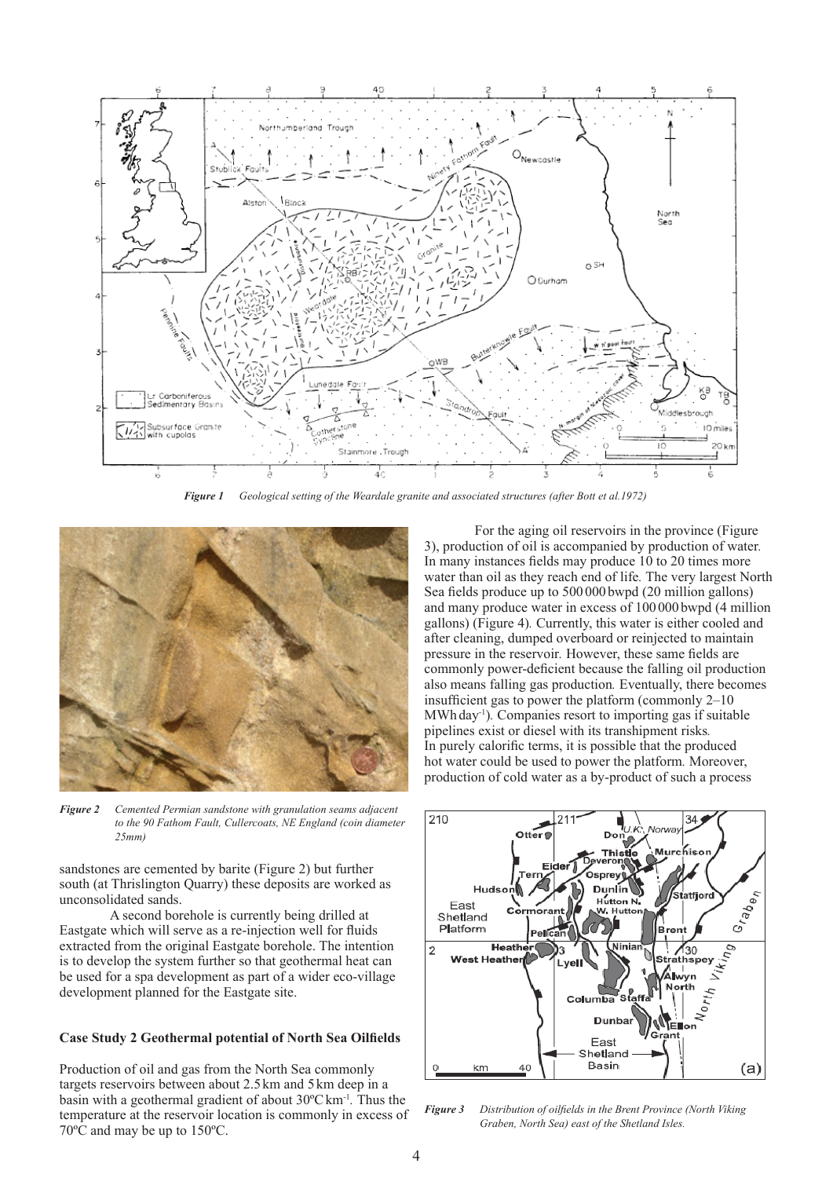*Figure 1 Geological setting of the Weardale granite and associated structures (after Bott et al.1972)*

*Figure 2 Cemented Permian sandstone with granulation seams adjacent to the 90 Fathom Fault, Cullercoats, NE England (coin diameter 25mm)*

sandstones are cemented by barite (Figure 2) but further south (at Thrislington Quarry) these deposits are worked as unconsolidated sands.

A second borehole is currently being drilled at Eastgate which will serve as a re-injection well for fluids extracted from the original Eastgate borehole. The intention is to develop the system further so that geothermal heat can be used for a spa development as part of a wider eco-village development planned for the Eastgate site.

## Case Study 2 Geothermal potential of North Sea Oilfields

Production of oil and gas from the North Sea commonly targets reservoirs between about 2.5 km and 5 km deep in a basin with a geothermal gradient of about 30ºC km$^{-1}$. Thus the temperature at the reservoir location is commonly in excess of 70ºC and may be up to 150ºC.

For the aging oil reservoirs in the province (Figure 3), production of oil is accompanied by production of water. In many instances fields may produce 10 to 20 times more water than oil as they reach end of life. The very largest North Sea fields produce up to 500 000 bwpd (20 million gallons) and many produce water in excess of 100 000 bwpd (4 million gallons) (Figure 4). Currently, this water is either cooled and after cleaning, dumped overboard or reinjected to maintain pressure in the reservoir. However, these same fields are commonly power-deficient because the falling oil production also means falling gas production. Eventually, there becomes insufficient gas to power the platform (commonly 2–10 MWh day$^{-1}$). Companies resort to importing gas if suitable pipelines exist or diesel with its transhipment risks. In purely calorific terms, it is possible that the produced hot water could be used to power the platform. Moreover, production of cold water as a by-product of such a process

*Figure 3 Distribution of oilfields in the Brent Province (North Viking Graben, North Sea) east of the Shetland Isles.*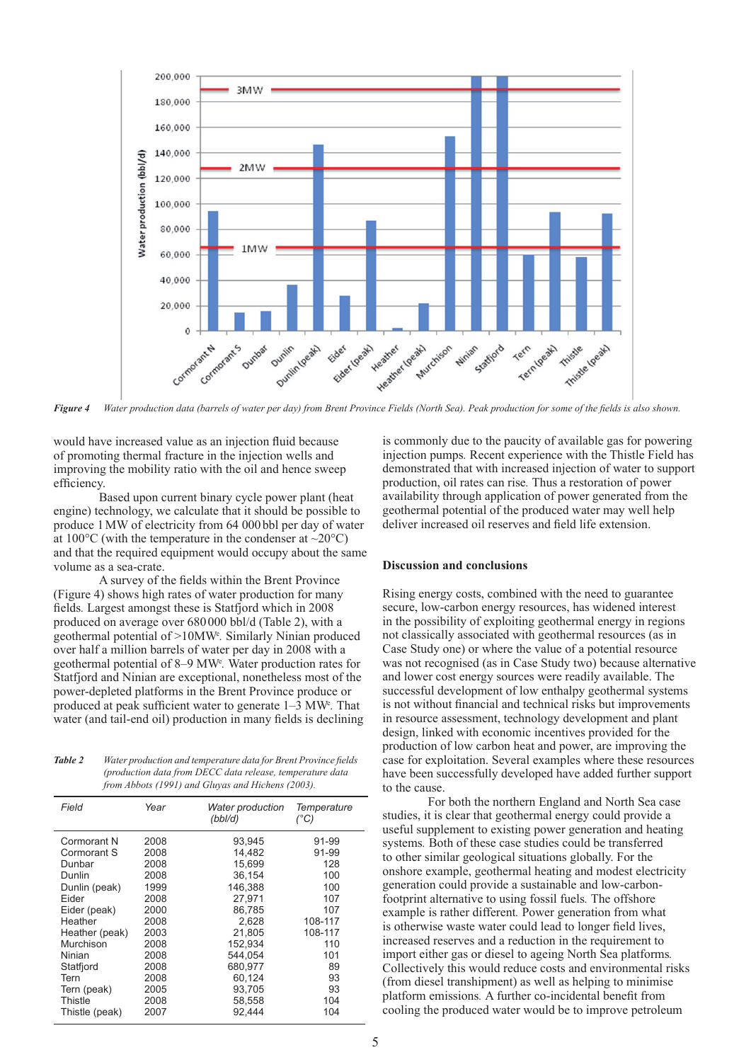*Figure 4 Water production data (barrels of water per day) from Brent Province Fields (North Sea). Peak production for some of the fields is also shown.*

would have increased value as an injection fluid because of promoting thermal fracture in the injection wells and improving the mobility ratio with the oil and hence sweep efficiency.

Based upon current binary cycle power plant (heat engine) technology, we calculate that it should be possible to produce 1 MW of electricity from 64 000 bbl per day of water at 100°C (with the temperature in the condenser at ~20°C) and that the required equipment would occupy about the same volume as a sea-crate.

A survey of the fields within the Brent Province (Figure 4) shows high rates of water production for many fields. Largest amongst these is Statfjord which in 2008 produced on average over 680 000 bbl/d (Table 2), with a geothermal potential of >10MW[e]. Similarly Ninian produced over half a million barrels of water per day in 2008 with a geothermal potential of 8–9 MW[e]. Water production rates for Statfjord and Ninian are exceptional, nonetheless most of the power-depleted platforms in the Brent Province produce or produced at peak sufficient water to generate 1–3 MW[e]. That water (and tail-end oil) production in many fields is declining is commonly due to the paucity of available gas for powering injection pumps. Recent experience with the Thistle Field has demonstrated that with increased injection of water to support production, oil rates can rise. Thus a restoration of power availability through application of power generated from the geothermal potential of the produced water may well help deliver increased oil reserves and field life extension.

*Table 2 Water production and temperature data for Brent Province fields (production data from DECC data release, temperature data from Abbots (1991) and Gluyas and Hichens (2003).*

| Field | Year | Water production (bbl/d) | Temperature (°C) |
|---|---|---|---|
| Cormorant N | 2008 | 93,945 | 91-99 |
| Cormorant S | 2008 | 14,482 | 91-99 |
| Dunbar | 2008 | 15,699 | 128 |
| Dunlin | 2008 | 36,154 | 100 |
| Dunlin (peak) | 1999 | 146,388 | 100 |
| Eider | 2008 | 27,971 | 107 |
| Eider (peak) | 2000 | 86,785 | 107 |
| Heather | 2008 | 2,628 | 108-117 |
| Heather (peak) | 2003 | 21,805 | 108-117 |
| Murchison | 2008 | 152,934 | 110 |
| Ninian | 2008 | 544,054 | 101 |
| Statfjord | 2008 | 680,977 | 89 |
| Tern | 2008 | 60,124 | 93 |
| Tern (peak) | 2005 | 93,705 | 93 |
| Thistle | 2008 | 58,558 | 104 |
| Thistle (peak) | 2007 | 92,444 | 104 |

## Discussion and conclusions

Rising energy costs, combined with the need to guarantee secure, low-carbon energy resources, has widened interest in the possibility of exploiting geothermal energy in regions not classically associated with geothermal resources (as in Case Study one) or where the value of a potential resource was not recognised (as in Case Study two) because alternative and lower cost energy sources were readily available. The successful development of low enthalpy geothermal systems is not without financial and technical risks but improvements in resource assessment, technology development and plant design, linked with economic incentives provided for the production of low carbon heat and power, are improving the case for exploitation. Several examples where these resources have been successfully developed have added further support to the cause.

For both the northern England and North Sea case studies, it is clear that geothermal energy could provide a useful supplement to existing power generation and heating systems. Both of these case studies could be transferred to other similar geological situations globally. For the onshore example, geothermal heating and modest electricity generation could provide a sustainable and low-carbon-footprint alternative to using fossil fuels. The offshore example is rather different. Power generation from what is otherwise waste water could lead to longer field lives, increased reserves and a reduction in the requirement to import either gas or diesel to ageing North Sea platforms. Collectively this would reduce costs and environmental risks (from diesel transhipment) as well as helping to minimise platform emissions. A further co-incidental benefit from cooling the produced water would be to improve petroleum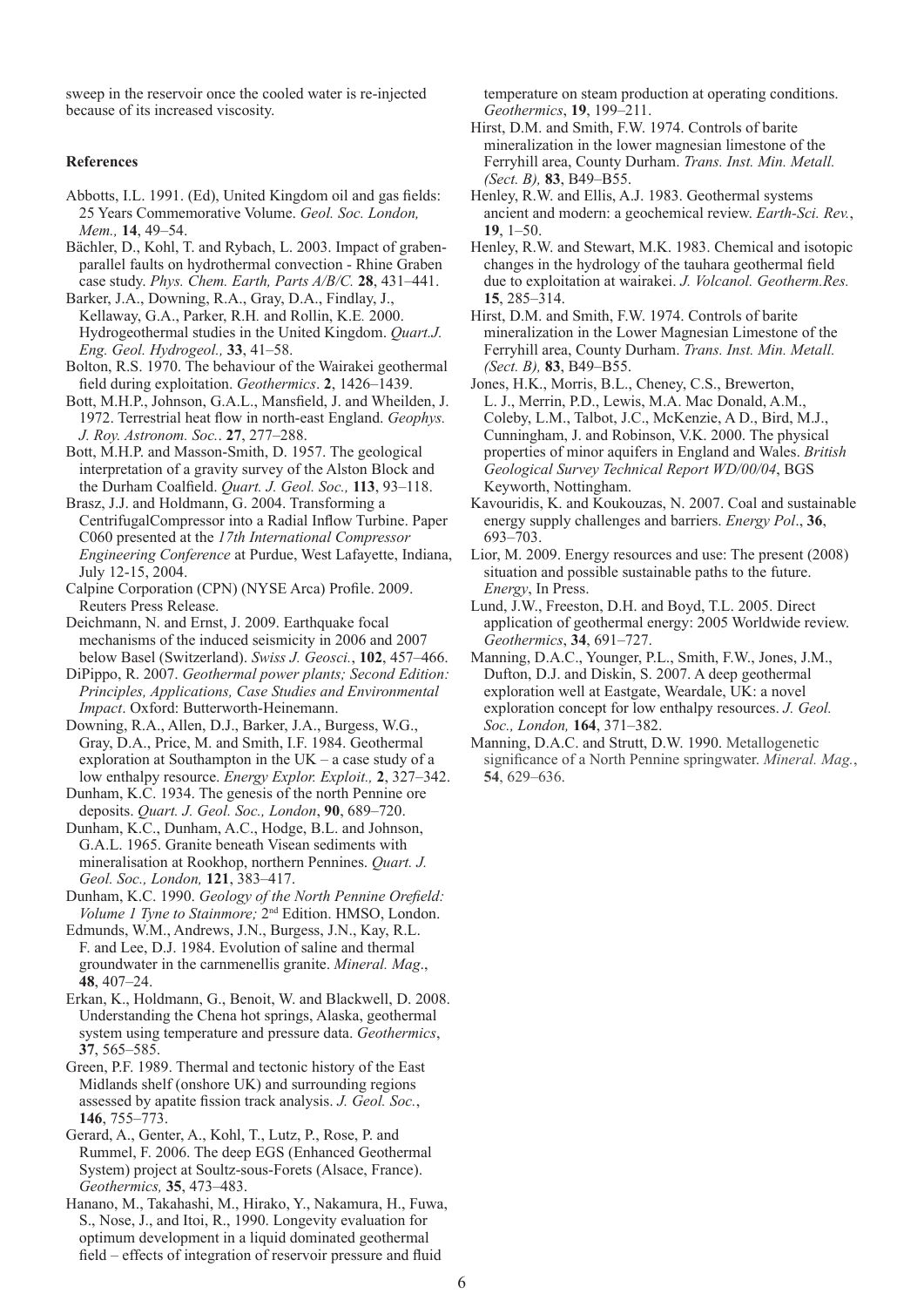sweep in the reservoir once the cooled water is re-injected because of its increased viscosity.

**References**

Abbotts, I.L. 1991. (Ed), United Kingdom oil and gas fields: 25 Years Commemorative Volume. *Geol. Soc. London, Mem.,* **14**, 49–54.

Bächler, D., Kohl, T. and Rybach, L. 2003. Impact of graben-parallel faults on hydrothermal convection - Rhine Graben case study. *Phys. Chem. Earth, Parts A/B/C.* **28**, 431–441.

Barker, J.A., Downing, R.A., Gray, D.A., Findlay, J., Kellaway, G.A., Parker, R.H. and Rollin, K.E. 2000. Hydrogeothermal studies in the United Kingdom. *Quart.J. Eng. Geol. Hydrogeol.,* **33**, 41–58.

Bolton, R.S. 1970. The behaviour of the Wairakei geothermal field during exploitation. *Geothermics*. **2**, 1426–1439.

Bott, M.H.P., Johnson, G.A.L., Mansfield, J. and Wheilden, J. 1972. Terrestrial heat flow in north-east England. *Geophys. J. Roy. Astronom. Soc..* **27**, 277–288.

Bott, M.H.P. and Masson-Smith, D. 1957. The geological interpretation of a gravity survey of the Alston Block and the Durham Coalfield. *Quart. J. Geol. Soc.,* **113**, 93–118.

Brasz, J.J. and Holdmann, G. 2004. Transforming a CentrifugalCompressor into a Radial Inflow Turbine. Paper C060 presented at the *17th International Compressor Engineering Conference* at Purdue, West Lafayette, Indiana, July 12-15, 2004.

Calpine Corporation (CPN) (NYSE Arca) Profile. 2009. Reuters Press Release.

Deichmann, N. and Ernst, J. 2009. Earthquake focal mechanisms of the induced seismicity in 2006 and 2007 below Basel (Switzerland). *Swiss J. Geosci.*, **102**, 457–466.

DiPippo, R. 2007. *Geothermal power plants; Second Edition: Principles, Applications, Case Studies and Environmental Impact*. Oxford: Butterworth-Heinemann.

Downing, R.A., Allen, D.J., Barker, J.A., Burgess, W.G., Gray, D.A., Price, M. and Smith, I.F. 1984. Geothermal exploration at Southampton in the UK – a case study of a low enthalpy resource. *Energy Explor. Exploit.,* **2**, 327–342.

Dunham, K.C. 1934. The genesis of the north Pennine ore deposits. *Quart. J. Geol. Soc., London*, **90**, 689–720.

Dunham, K.C., Dunham, A.C., Hodge, B.L. and Johnson, G.A.L. 1965. Granite beneath Visean sediments with mineralisation at Rookhop, northern Pennines. *Quart. J. Geol. Soc., London,* **121**, 383–417.

Dunham, K.C. 1990. *Geology of the North Pennine Orefield: Volume 1 Tyne to Stainmore;* 2nd Edition. HMSO, London.

Edmunds, W.M., Andrews, J.N., Burgess, J.N., Kay, R.L. F. and Lee, D.J. 1984. Evolution of saline and thermal groundwater in the carnmenellis granite. *Mineral. Mag*., **48**, 407–24.

Erkan, K., Holdmann, G., Benoit, W. and Blackwell, D. 2008. Understanding the Chena hot springs, Alaska, geothermal system using temperature and pressure data. *Geothermics*, **37**, 565–585.

Green, P.F. 1989. Thermal and tectonic history of the East Midlands shelf (onshore UK) and surrounding regions assessed by apatite fission track analysis. *J. Geol. Soc.*, **146**, 755–773.

Gerard, A., Genter, A., Kohl, T., Lutz, P., Rose, P. and Rummel, F. 2006. The deep EGS (Enhanced Geothermal System) project at Soultz-sous-Forets (Alsace, France). *Geothermics,* **35**, 473–483.

Hanano, M., Takahashi, M., Hirako, Y., Nakamura, H., Fuwa, S., Nose, J., and Itoi, R., 1990. Longevity evaluation for optimum development in a liquid dominated geothermal field – effects of integration of reservoir pressure and fluid temperature on steam production at operating conditions. *Geothermics*, **19**, 199–211.

Hirst, D.M. and Smith, F.W. 1974. Controls of barite mineralization in the lower magnesian limestone of the Ferryhill area, County Durham. *Trans. Inst. Min. Metall. (Sect. B),* **83**, B49–B55.

Henley, R.W. and Ellis, A.J. 1983. Geothermal systems ancient and modern: a geochemical review. *Earth-Sci. Rev.*, **19**, 1–50.

Henley, R.W. and Stewart, M.K. 1983. Chemical and isotopic changes in the hydrology of the tauhara geothermal field due to exploitation at wairakei. *J. Volcanol. Geotherm.Res.* **15**, 285–314.

Hirst, D.M. and Smith, F.W. 1974. Controls of barite mineralization in the Lower Magnesian Limestone of the Ferryhill area, County Durham. *Trans. Inst. Min. Metall. (Sect. B),* **83**, B49–B55.

Jones, H.K., Morris, B.L., Cheney, C.S., Brewerton, L. J., Merrin, P.D., Lewis, M.A. Mac Donald, A.M., Coleby, L.M., Talbot, J.C., McKenzie, A D., Bird, M.J., Cunningham, J. and Robinson, V.K. 2000. The physical properties of minor aquifers in England and Wales. *British Geological Survey Technical Report WD/00/04*, BGS Keyworth, Nottingham.

Kavouridis, K. and Koukouzas, N. 2007. Coal and sustainable energy supply challenges and barriers. *Energy Pol*., **36**, 693–703.

Lior, M. 2009. Energy resources and use: The present (2008) situation and possible sustainable paths to the future. *Energy*, In Press.

Lund, J.W., Freeston, D.H. and Boyd, T.L. 2005. Direct application of geothermal energy: 2005 Worldwide review. *Geothermics*, **34**, 691–727.

Manning, D.A.C., Younger, P.L., Smith, F.W., Jones, J.M., Dufton, D.J. and Diskin, S. 2007. A deep geothermal exploration well at Eastgate, Weardale, UK: a novel exploration concept for low enthalpy resources. *J. Geol. Soc., London,* **164**, 371–382.

Manning, D.A.C. and Strutt, D.W. 1990. Metallogenetic significance of a North Pennine springwater. *Mineral. Mag.*, **54**, 629–636.